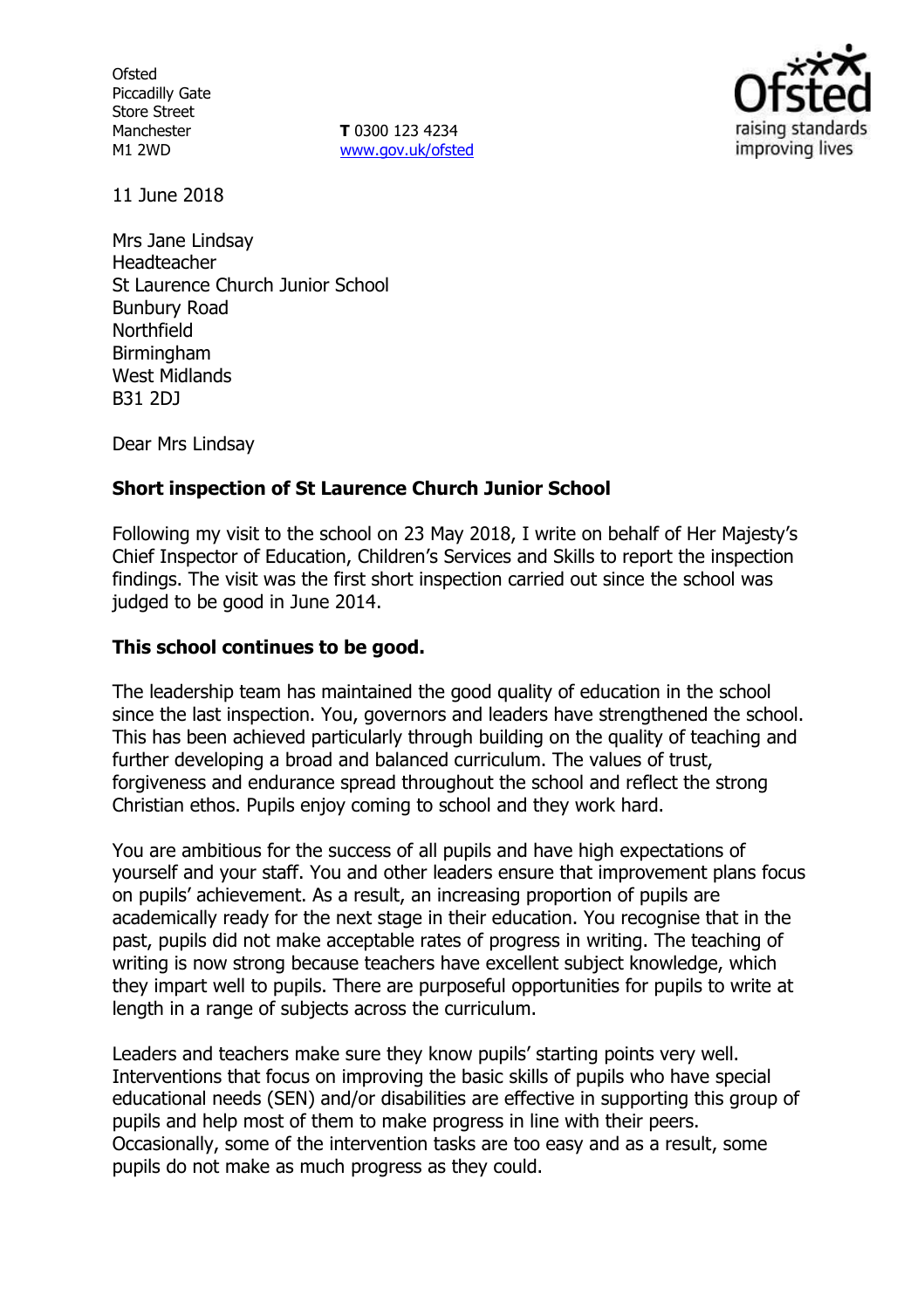Ofsted
Piccadilly Gate
Store Street
Manchester
M1 2WD

**T** 0300 123 4234
www.gov.uk/ofsted

11 June 2018

Mrs Jane Lindsay
Headteacher
St Laurence Church Junior School
Bunbury Road
Northfield
Birmingham
West Midlands
B31 2DJ

Dear Mrs Lindsay

**Short inspection of St Laurence Church Junior School**

Following my visit to the school on 23 May 2018, I write on behalf of Her Majesty's Chief Inspector of Education, Children's Services and Skills to report the inspection findings. The visit was the first short inspection carried out since the school was judged to be good in June 2014.

**This school continues to be good.**

The leadership team has maintained the good quality of education in the school since the last inspection. You, governors and leaders have strengthened the school. This has been achieved particularly through building on the quality of teaching and further developing a broad and balanced curriculum. The values of trust, forgiveness and endurance spread throughout the school and reflect the strong Christian ethos. Pupils enjoy coming to school and they work hard.

You are ambitious for the success of all pupils and have high expectations of yourself and your staff. You and other leaders ensure that improvement plans focus on pupils' achievement. As a result, an increasing proportion of pupils are academically ready for the next stage in their education. You recognise that in the past, pupils did not make acceptable rates of progress in writing. The teaching of writing is now strong because teachers have excellent subject knowledge, which they impart well to pupils. There are purposeful opportunities for pupils to write at length in a range of subjects across the curriculum.

Leaders and teachers make sure they know pupils' starting points very well. Interventions that focus on improving the basic skills of pupils who have special educational needs (SEN) and/or disabilities are effective in supporting this group of pupils and help most of them to make progress in line with their peers. Occasionally, some of the intervention tasks are too easy and as a result, some pupils do not make as much progress as they could.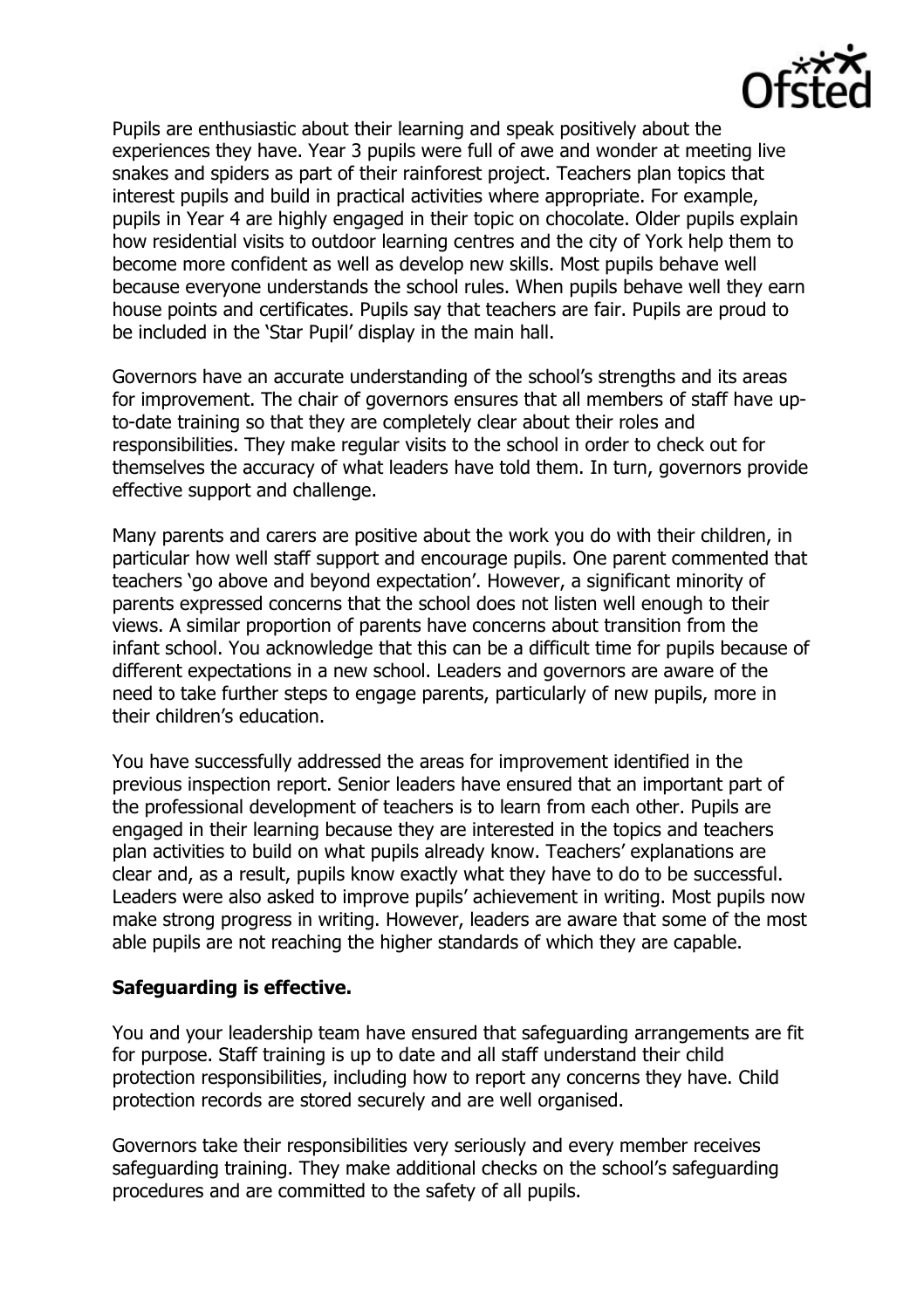Pupils are enthusiastic about their learning and speak positively about the experiences they have. Year 3 pupils were full of awe and wonder at meeting live snakes and spiders as part of their rainforest project. Teachers plan topics that interest pupils and build in practical activities where appropriate. For example, pupils in Year 4 are highly engaged in their topic on chocolate. Older pupils explain how residential visits to outdoor learning centres and the city of York help them to become more confident as well as develop new skills. Most pupils behave well because everyone understands the school rules. When pupils behave well they earn house points and certificates. Pupils say that teachers are fair. Pupils are proud to be included in the 'Star Pupil' display in the main hall.

Governors have an accurate understanding of the school's strengths and its areas for improvement. The chair of governors ensures that all members of staff have up-to-date training so that they are completely clear about their roles and responsibilities. They make regular visits to the school in order to check out for themselves the accuracy of what leaders have told them. In turn, governors provide effective support and challenge.

Many parents and carers are positive about the work you do with their children, in particular how well staff support and encourage pupils. One parent commented that teachers 'go above and beyond expectation'. However, a significant minority of parents expressed concerns that the school does not listen well enough to their views. A similar proportion of parents have concerns about transition from the infant school. You acknowledge that this can be a difficult time for pupils because of different expectations in a new school. Leaders and governors are aware of the need to take further steps to engage parents, particularly of new pupils, more in their children's education.

You have successfully addressed the areas for improvement identified in the previous inspection report. Senior leaders have ensured that an important part of the professional development of teachers is to learn from each other. Pupils are engaged in their learning because they are interested in the topics and teachers plan activities to build on what pupils already know. Teachers' explanations are clear and, as a result, pupils know exactly what they have to do to be successful. Leaders were also asked to improve pupils' achievement in writing. Most pupils now make strong progress in writing. However, leaders are aware that some of the most able pupils are not reaching the higher standards of which they are capable.

**Safeguarding is effective.**

You and your leadership team have ensured that safeguarding arrangements are fit for purpose. Staff training is up to date and all staff understand their child protection responsibilities, including how to report any concerns they have. Child protection records are stored securely and are well organised.

Governors take their responsibilities very seriously and every member receives safeguarding training. They make additional checks on the school's safeguarding procedures and are committed to the safety of all pupils.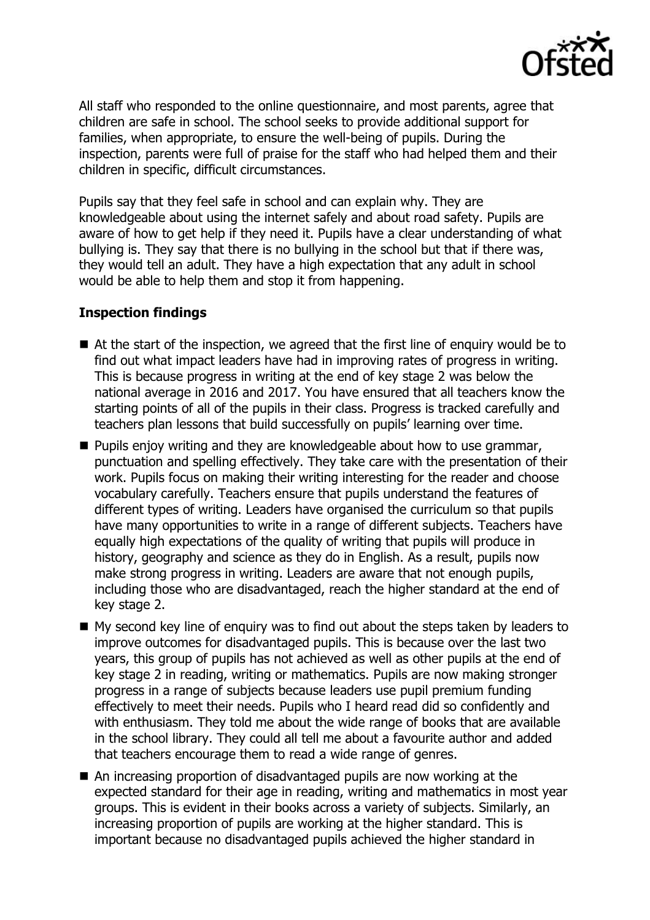All staff who responded to the online questionnaire, and most parents, agree that children are safe in school. The school seeks to provide additional support for families, when appropriate, to ensure the well-being of pupils. During the inspection, parents were full of praise for the staff who had helped them and their children in specific, difficult circumstances.

Pupils say that they feel safe in school and can explain why. They are knowledgeable about using the internet safely and about road safety. Pupils are aware of how to get help if they need it. Pupils have a clear understanding of what bullying is. They say that there is no bullying in the school but that if there was, they would tell an adult. They have a high expectation that any adult in school would be able to help them and stop it from happening.

### Inspection findings

- At the start of the inspection, we agreed that the first line of enquiry would be to find out what impact leaders have had in improving rates of progress in writing. This is because progress in writing at the end of key stage 2 was below the national average in 2016 and 2017. You have ensured that all teachers know the starting points of all of the pupils in their class. Progress is tracked carefully and teachers plan lessons that build successfully on pupils' learning over time.
- Pupils enjoy writing and they are knowledgeable about how to use grammar, punctuation and spelling effectively. They take care with the presentation of their work. Pupils focus on making their writing interesting for the reader and choose vocabulary carefully. Teachers ensure that pupils understand the features of different types of writing. Leaders have organised the curriculum so that pupils have many opportunities to write in a range of different subjects. Teachers have equally high expectations of the quality of writing that pupils will produce in history, geography and science as they do in English. As a result, pupils now make strong progress in writing. Leaders are aware that not enough pupils, including those who are disadvantaged, reach the higher standard at the end of key stage 2.
- My second key line of enquiry was to find out about the steps taken by leaders to improve outcomes for disadvantaged pupils. This is because over the last two years, this group of pupils has not achieved as well as other pupils at the end of key stage 2 in reading, writing or mathematics. Pupils are now making stronger progress in a range of subjects because leaders use pupil premium funding effectively to meet their needs. Pupils who I heard read did so confidently and with enthusiasm. They told me about the wide range of books that are available in the school library. They could all tell me about a favourite author and added that teachers encourage them to read a wide range of genres.
- An increasing proportion of disadvantaged pupils are now working at the expected standard for their age in reading, writing and mathematics in most year groups. This is evident in their books across a variety of subjects. Similarly, an increasing proportion of pupils are working at the higher standard. This is important because no disadvantaged pupils achieved the higher standard in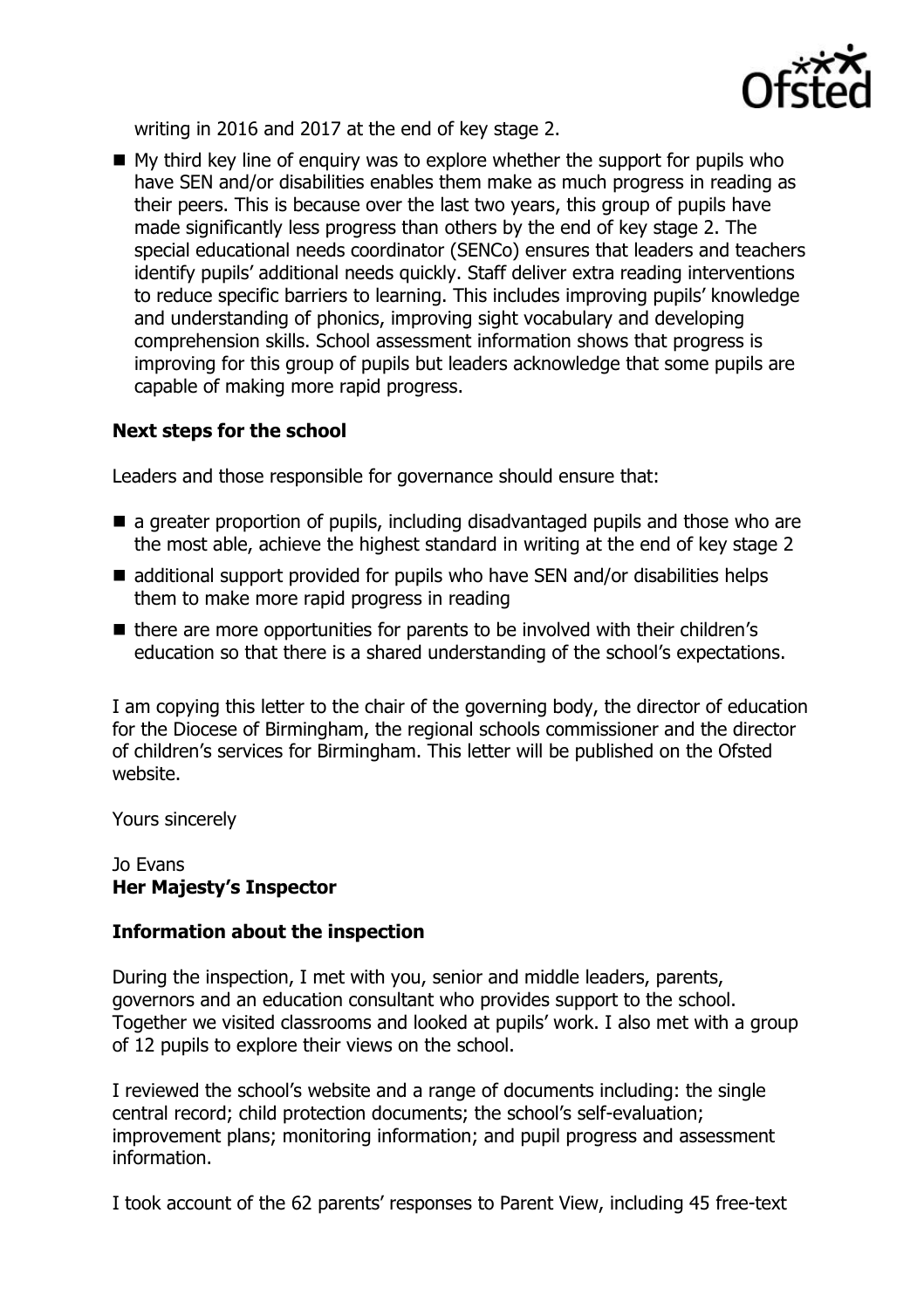writing in 2016 and 2017 at the end of key stage 2.

- My third key line of enquiry was to explore whether the support for pupils who have SEN and/or disabilities enables them make as much progress in reading as their peers. This is because over the last two years, this group of pupils have made significantly less progress than others by the end of key stage 2. The special educational needs coordinator (SENCo) ensures that leaders and teachers identify pupils' additional needs quickly. Staff deliver extra reading interventions to reduce specific barriers to learning. This includes improving pupils' knowledge and understanding of phonics, improving sight vocabulary and developing comprehension skills. School assessment information shows that progress is improving for this group of pupils but leaders acknowledge that some pupils are capable of making more rapid progress.

### Next steps for the school

Leaders and those responsible for governance should ensure that:

- a greater proportion of pupils, including disadvantaged pupils and those who are the most able, achieve the highest standard in writing at the end of key stage 2
- additional support provided for pupils who have SEN and/or disabilities helps them to make more rapid progress in reading
- there are more opportunities for parents to be involved with their children's education so that there is a shared understanding of the school's expectations.

I am copying this letter to the chair of the governing body, the director of education for the Diocese of Birmingham, the regional schools commissioner and the director of children's services for Birmingham. This letter will be published on the Ofsted website.

Yours sincerely

Jo Evans
**Her Majesty's Inspector**

### Information about the inspection

During the inspection, I met with you, senior and middle leaders, parents, governors and an education consultant who provides support to the school. Together we visited classrooms and looked at pupils' work. I also met with a group of 12 pupils to explore their views on the school.

I reviewed the school's website and a range of documents including: the single central record; child protection documents; the school's self-evaluation; improvement plans; monitoring information; and pupil progress and assessment information.

I took account of the 62 parents' responses to Parent View, including 45 free-text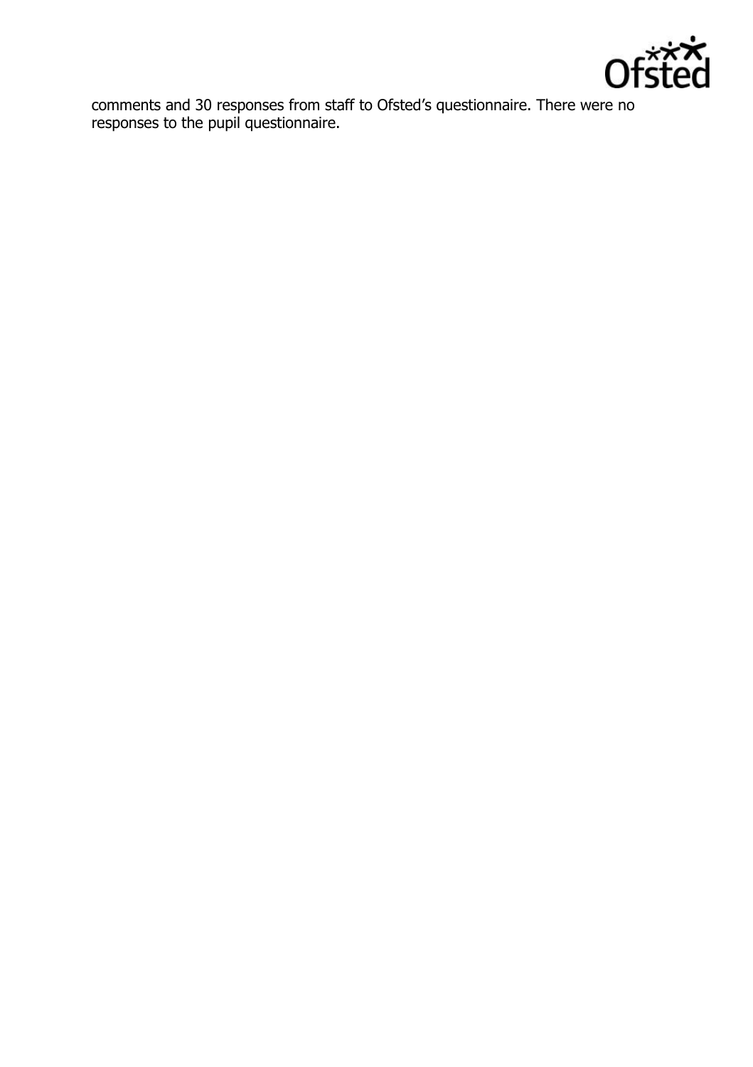comments and 30 responses from staff to Ofsted's questionnaire. There were no responses to the pupil questionnaire.